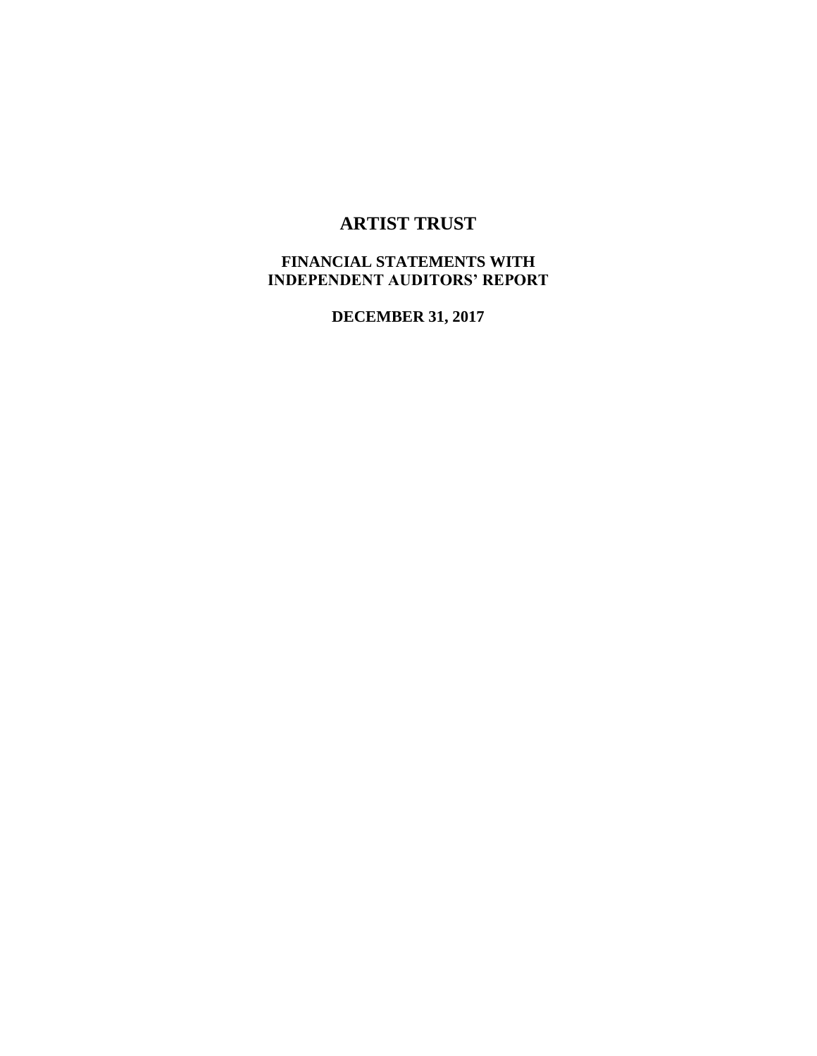# ARTIST TRUST

## FINANCIAL STATEMENTS WITH INDEPENDENT AUDITORS' REPORT

## DECEMBER 31, 2017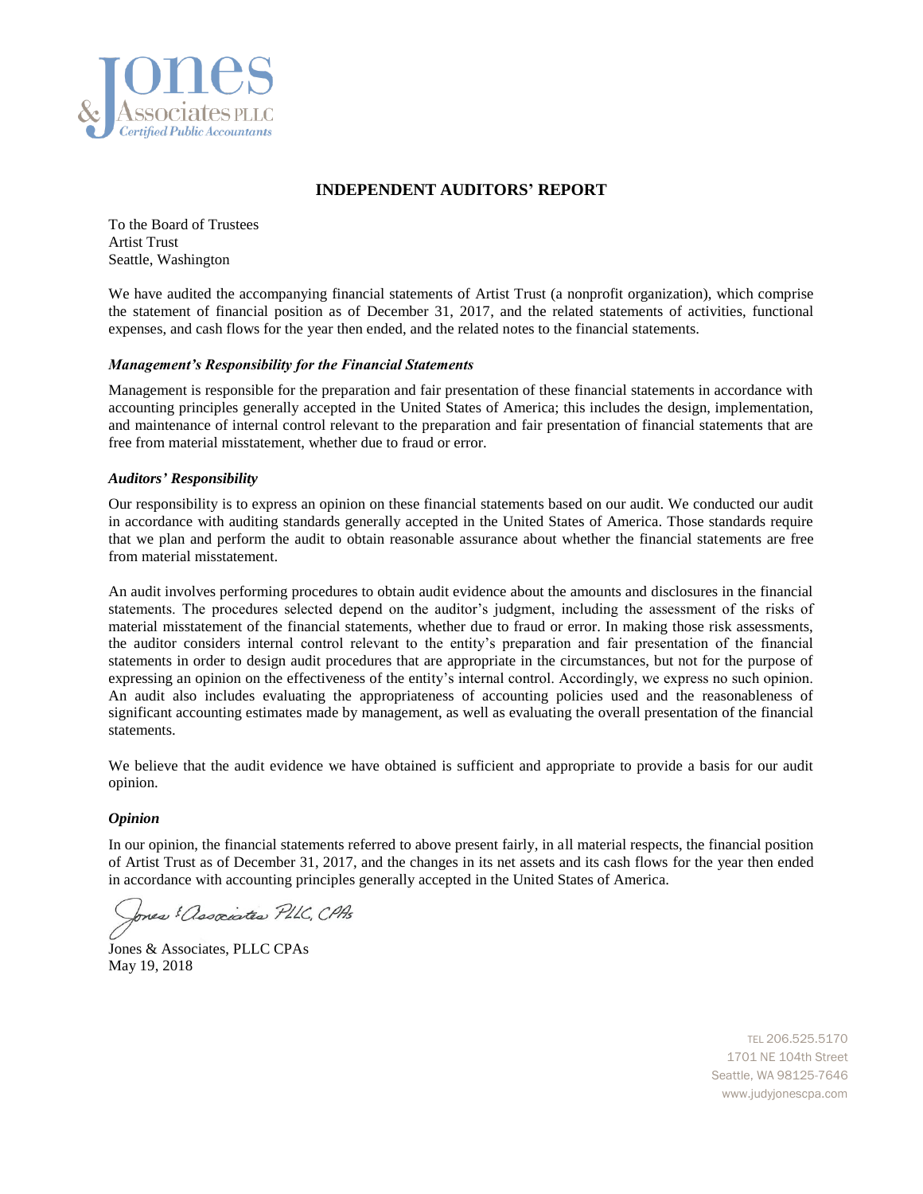Jones & Associates PLLC
Certified Public Accountants

# INDEPENDENT AUDITORS' REPORT

To the Board of Trustees
Artist Trust
Seattle, Washington

We have audited the accompanying financial statements of Artist Trust (a nonprofit organization), which comprise the statement of financial position as of December 31, 2017, and the related statements of activities, functional expenses, and cash flows for the year then ended, and the related notes to the financial statements.

### *Management's Responsibility for the Financial Statements*

Management is responsible for the preparation and fair presentation of these financial statements in accordance with accounting principles generally accepted in the United States of America; this includes the design, implementation, and maintenance of internal control relevant to the preparation and fair presentation of financial statements that are free from material misstatement, whether due to fraud or error.

### *Auditors' Responsibility*

Our responsibility is to express an opinion on these financial statements based on our audit. We conducted our audit in accordance with auditing standards generally accepted in the United States of America. Those standards require that we plan and perform the audit to obtain reasonable assurance about whether the financial statements are free from material misstatement.

An audit involves performing procedures to obtain audit evidence about the amounts and disclosures in the financial statements. The procedures selected depend on the auditor's judgment, including the assessment of the risks of material misstatement of the financial statements, whether due to fraud or error. In making those risk assessments, the auditor considers internal control relevant to the entity's preparation and fair presentation of the financial statements in order to design audit procedures that are appropriate in the circumstances, but not for the purpose of expressing an opinion on the effectiveness of the entity's internal control. Accordingly, we express no such opinion. An audit also includes evaluating the appropriateness of accounting policies used and the reasonableness of significant accounting estimates made by management, as well as evaluating the overall presentation of the financial statements.

We believe that the audit evidence we have obtained is sufficient and appropriate to provide a basis for our audit opinion.

### *Opinion*

In our opinion, the financial statements referred to above present fairly, in all material respects, the financial position of Artist Trust as of December 31, 2017, and the changes in its net assets and its cash flows for the year then ended in accordance with accounting principles generally accepted in the United States of America.

*Jones & Associates PLLC, CPAs*

Jones & Associates, PLLC CPAs
May 19, 2018

TEL 206.525.5170
1701 NE 104th Street
Seattle, WA 98125-7646
www.judyjonescpa.com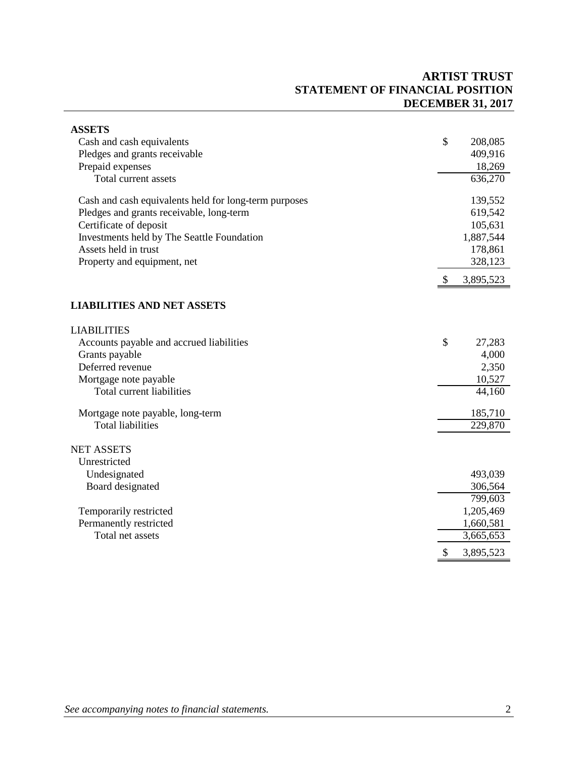# ARTIST TRUST
## STATEMENT OF FINANCIAL POSITION
## DECEMBER 31, 2017

| | |
|---|---|
| **ASSETS** | |
| Cash and cash equivalents | $ 208,085 |
| Pledges and grants receivable | 409,916 |
| Prepaid expenses | 18,269 |
| Total current assets | 636,270 |
| | |
| Cash and cash equivalents held for long-term purposes | 139,552 |
| Pledges and grants receivable, long-term | 619,542 |
| Certificate of deposit | 105,631 |
| Investments held by The Seattle Foundation | 1,887,544 |
| Assets held in trust | 178,861 |
| Property and equipment, net | 328,123 |
| | $ 3,895,523 |
| | |
| **LIABILITIES AND NET ASSETS** | |
| | |
| LIABILITIES | |
| Accounts payable and accrued liabilities | $ 27,283 |
| Grants payable | 4,000 |
| Deferred revenue | 2,350 |
| Mortgage note payable | 10,527 |
| Total current liabilities | 44,160 |
| | |
| Mortgage note payable, long-term | 185,710 |
| Total liabilities | 229,870 |
| | |
| NET ASSETS | |
| Unrestricted | |
| Undesignated | 493,039 |
| Board designated | 306,564 |
| | 799,603 |
| Temporarily restricted | 1,205,469 |
| Permanently restricted | 1,660,581 |
| Total net assets | 3,665,653 |
| | $ 3,895,523 |

*See accompanying notes to financial statements.*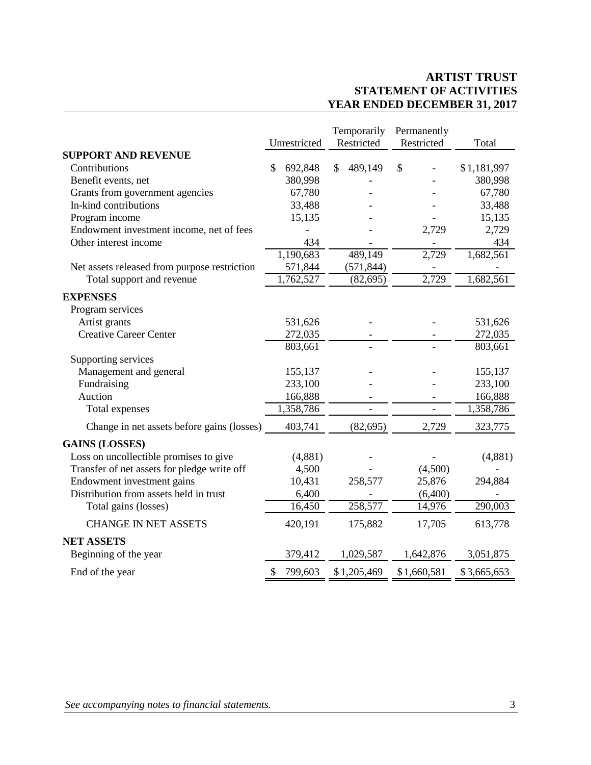# ARTIST TRUST
## STATEMENT OF ACTIVITIES
## YEAR ENDED DECEMBER 31, 2017

| | Unrestricted | Temporarily Restricted | Permanently Restricted | Total |
|---|---|---|---|---|
| **SUPPORT AND REVENUE** | | | | |
| Contributions | $ 692,848 | $ 489,149 | $ - | $ 1,181,997 |
| Benefit events, net | 380,998 | - | - | 380,998 |
| Grants from government agencies | 67,780 | - | - | 67,780 |
| In-kind contributions | 33,488 | - | - | 33,488 |
| Program income | 15,135 | - | - | 15,135 |
| Endowment investment income, net of fees | - | - | 2,729 | 2,729 |
| Other interest income | 434 | - | - | 434 |
| | 1,190,683 | 489,149 | 2,729 | 1,682,561 |
| Net assets released from purpose restriction | 571,844 | (571,844) | - | - |
| Total support and revenue | 1,762,527 | (82,695) | 2,729 | 1,682,561 |
| **EXPENSES** | | | | |
| Program services | | | | |
| Artist grants | 531,626 | - | - | 531,626 |
| Creative Career Center | 272,035 | - | - | 272,035 |
| | 803,661 | - | - | 803,661 |
| Supporting services | | | | |
| Management and general | 155,137 | - | - | 155,137 |
| Fundraising | 233,100 | - | - | 233,100 |
| Auction | 166,888 | - | - | 166,888 |
| Total expenses | 1,358,786 | - | - | 1,358,786 |
| Change in net assets before gains (losses) | 403,741 | (82,695) | 2,729 | 323,775 |
| **GAINS (LOSSES)** | | | | |
| Loss on uncollectible promises to give | (4,881) | - | - | (4,881) |
| Transfer of net assets for pledge write off | 4,500 | - | (4,500) | - |
| Endowment investment gains | 10,431 | 258,577 | 25,876 | 294,884 |
| Distribution from assets held in trust | 6,400 | - | (6,400) | - |
| Total gains (losses) | 16,450 | 258,577 | 14,976 | 290,003 |
| CHANGE IN NET ASSETS | 420,191 | 175,882 | 17,705 | 613,778 |
| **NET ASSETS** | | | | |
| Beginning of the year | 379,412 | 1,029,587 | 1,642,876 | 3,051,875 |
| End of the year | $ 799,603 | $ 1,205,469 | $ 1,660,581 | $ 3,665,653 |

*See accompanying notes to financial statements.*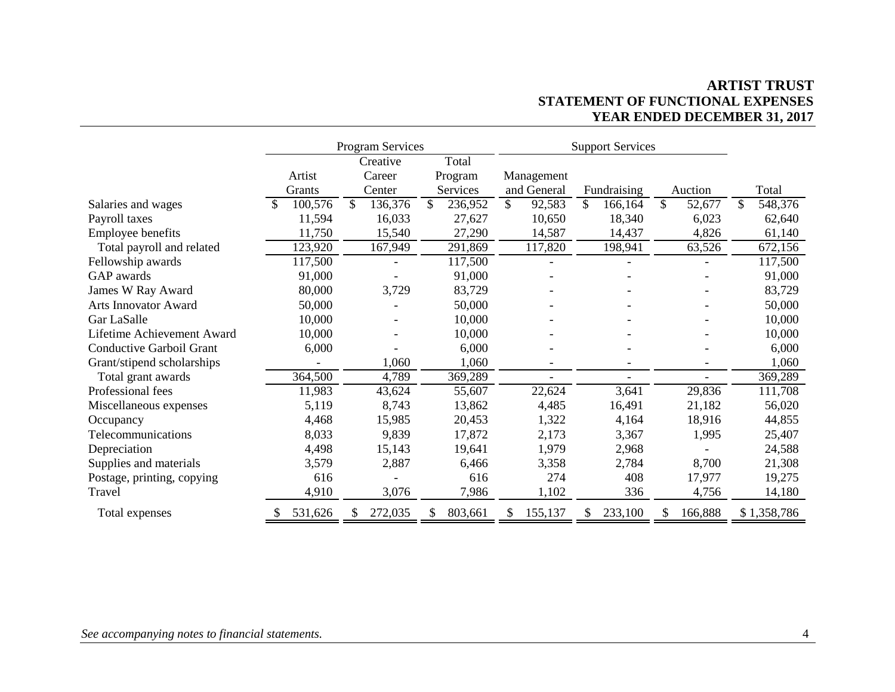# ARTIST TRUST
## STATEMENT OF FUNCTIONAL EXPENSES
## YEAR ENDED DECEMBER 31, 2017

| | Program Services | | | Support Services | | | |
|---|---|---|---|---|---|---|---|
| | Artist Grants | Creative Career Center | Total Program Services | Management and General | Fundraising | Auction | Total |
| Salaries and wages | $ 100,576 | $ 136,376 | $ 236,952 | $ 92,583 | $ 166,164 | $ 52,677 | $ 548,376 |
| Payroll taxes | 11,594 | 16,033 | 27,627 | 10,650 | 18,340 | 6,023 | 62,640 |
| Employee benefits | 11,750 | 15,540 | 27,290 | 14,587 | 14,437 | 4,826 | 61,140 |
| Total payroll and related | 123,920 | 167,949 | 291,869 | 117,820 | 198,941 | 63,526 | 672,156 |
| Fellowship awards | 117,500 | - | 117,500 | - | - | - | 117,500 |
| GAP awards | 91,000 | - | 91,000 | - | - | - | 91,000 |
| James W Ray Award | 80,000 | 3,729 | 83,729 | - | - | - | 83,729 |
| Arts Innovator Award | 50,000 | - | 50,000 | - | - | - | 50,000 |
| Gar LaSalle | 10,000 | - | 10,000 | - | - | - | 10,000 |
| Lifetime Achievement Award | 10,000 | - | 10,000 | - | - | - | 10,000 |
| Conductive Garboil Grant | 6,000 | - | 6,000 | - | - | - | 6,000 |
| Grant/stipend scholarships | - | 1,060 | 1,060 | - | - | - | 1,060 |
| Total grant awards | 364,500 | 4,789 | 369,289 | - | - | - | 369,289 |
| Professional fees | 11,983 | 43,624 | 55,607 | 22,624 | 3,641 | 29,836 | 111,708 |
| Miscellaneous expenses | 5,119 | 8,743 | 13,862 | 4,485 | 16,491 | 21,182 | 56,020 |
| Occupancy | 4,468 | 15,985 | 20,453 | 1,322 | 4,164 | 18,916 | 44,855 |
| Telecommunications | 8,033 | 9,839 | 17,872 | 2,173 | 3,367 | 1,995 | 25,407 |
| Depreciation | 4,498 | 15,143 | 19,641 | 1,979 | 2,968 | - | 24,588 |
| Supplies and materials | 3,579 | 2,887 | 6,466 | 3,358 | 2,784 | 8,700 | 21,308 |
| Postage, printing, copying | 616 | - | 616 | 274 | 408 | 17,977 | 19,275 |
| Travel | 4,910 | 3,076 | 7,986 | 1,102 | 336 | 4,756 | 14,180 |
| Total expenses | $ 531,626 | $ 272,035 | $ 803,661 | $ 155,137 | $ 233,100 | $ 166,888 | $ 1,358,786 |

*See accompanying notes to financial statements.*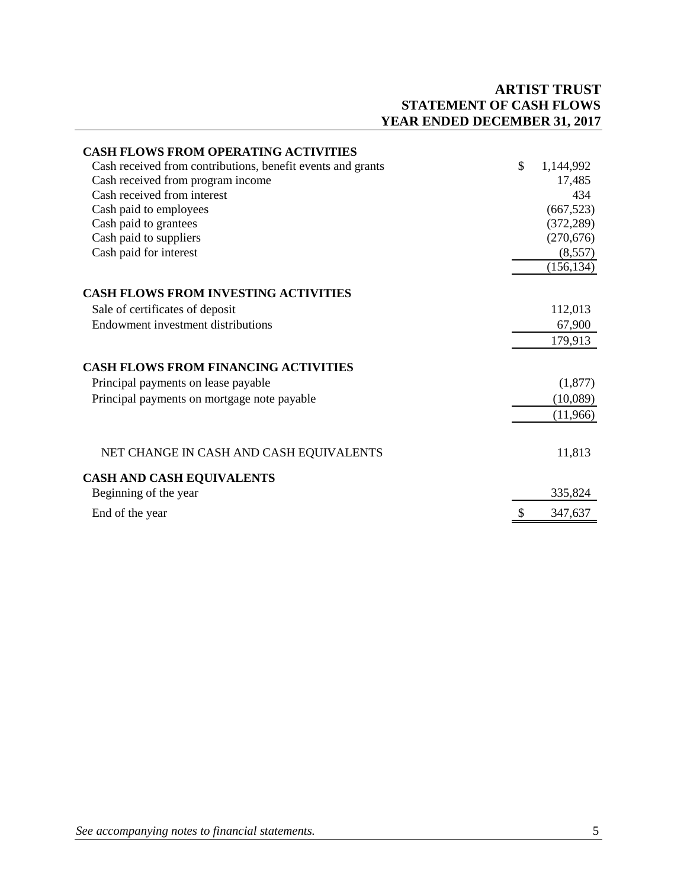# ARTIST TRUST
## STATEMENT OF CASH FLOWS
## YEAR ENDED DECEMBER 31, 2017

| | |
|---|---|
| **CASH FLOWS FROM OPERATING ACTIVITIES** | |
| Cash received from contributions, benefit events and grants | $ 1,144,992 |
| Cash received from program income | 17,485 |
| Cash received from interest | 434 |
| Cash paid to employees | (667,523) |
| Cash paid to grantees | (372,289) |
| Cash paid to suppliers | (270,676) |
| Cash paid for interest | (8,557) |
| | (156,134) |
| **CASH FLOWS FROM INVESTING ACTIVITIES** | |
| Sale of certificates of deposit | 112,013 |
| Endowment investment distributions | 67,900 |
| | 179,913 |
| **CASH FLOWS FROM FINANCING ACTIVITIES** | |
| Principal payments on lease payable | (1,877) |
| Principal payments on mortgage note payable | (10,089) |
| | (11,966) |
| NET CHANGE IN CASH AND CASH EQUIVALENTS | 11,813 |
| **CASH AND CASH EQUIVALENTS** | |
| Beginning of the year | 335,824 |
| End of the year | $ 347,637 |

*See accompanying notes to financial statements.*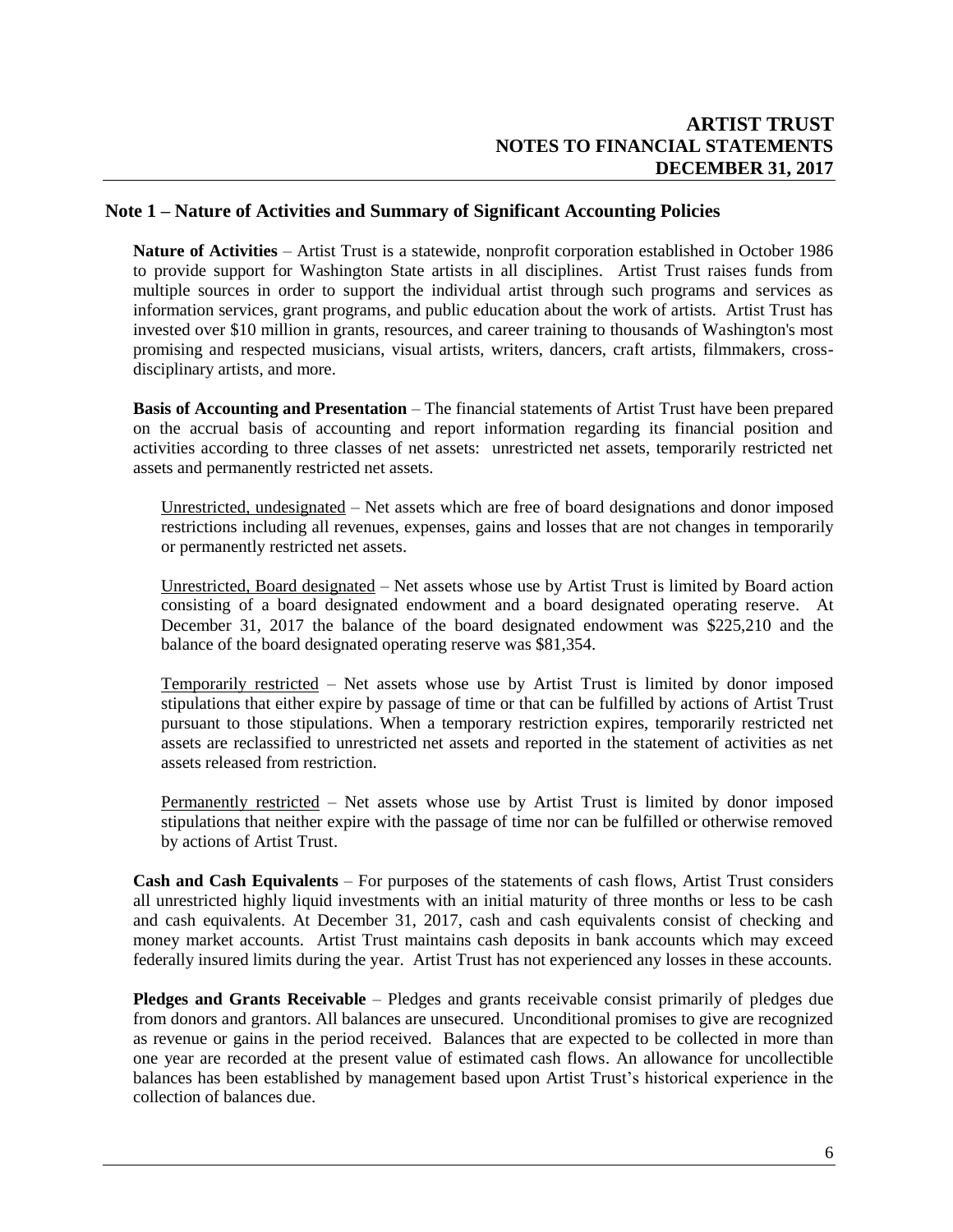## Note 1 – Nature of Activities and Summary of Significant Accounting Policies

**Nature of Activities** – Artist Trust is a statewide, nonprofit corporation established in October 1986 to provide support for Washington State artists in all disciplines. Artist Trust raises funds from multiple sources in order to support the individual artist through such programs and services as information services, grant programs, and public education about the work of artists. Artist Trust has invested over $10 million in grants, resources, and career training to thousands of Washington's most promising and respected musicians, visual artists, writers, dancers, craft artists, filmmakers, cross-disciplinary artists, and more.

**Basis of Accounting and Presentation** – The financial statements of Artist Trust have been prepared on the accrual basis of accounting and report information regarding its financial position and activities according to three classes of net assets: unrestricted net assets, temporarily restricted net assets and permanently restricted net assets.

Unrestricted, undesignated – Net assets which are free of board designations and donor imposed restrictions including all revenues, expenses, gains and losses that are not changes in temporarily or permanently restricted net assets.

Unrestricted, Board designated – Net assets whose use by Artist Trust is limited by Board action consisting of a board designated endowment and a board designated operating reserve. At December 31, 2017 the balance of the board designated endowment was $225,210 and the balance of the board designated operating reserve was $81,354.

Temporarily restricted – Net assets whose use by Artist Trust is limited by donor imposed stipulations that either expire by passage of time or that can be fulfilled by actions of Artist Trust pursuant to those stipulations. When a temporary restriction expires, temporarily restricted net assets are reclassified to unrestricted net assets and reported in the statement of activities as net assets released from restriction.

Permanently restricted – Net assets whose use by Artist Trust is limited by donor imposed stipulations that neither expire with the passage of time nor can be fulfilled or otherwise removed by actions of Artist Trust.

**Cash and Cash Equivalents** – For purposes of the statements of cash flows, Artist Trust considers all unrestricted highly liquid investments with an initial maturity of three months or less to be cash and cash equivalents. At December 31, 2017, cash and cash equivalents consist of checking and money market accounts. Artist Trust maintains cash deposits in bank accounts which may exceed federally insured limits during the year. Artist Trust has not experienced any losses in these accounts.

**Pledges and Grants Receivable** – Pledges and grants receivable consist primarily of pledges due from donors and grantors. All balances are unsecured. Unconditional promises to give are recognized as revenue or gains in the period received. Balances that are expected to be collected in more than one year are recorded at the present value of estimated cash flows. An allowance for uncollectible balances has been established by management based upon Artist Trust's historical experience in the collection of balances due.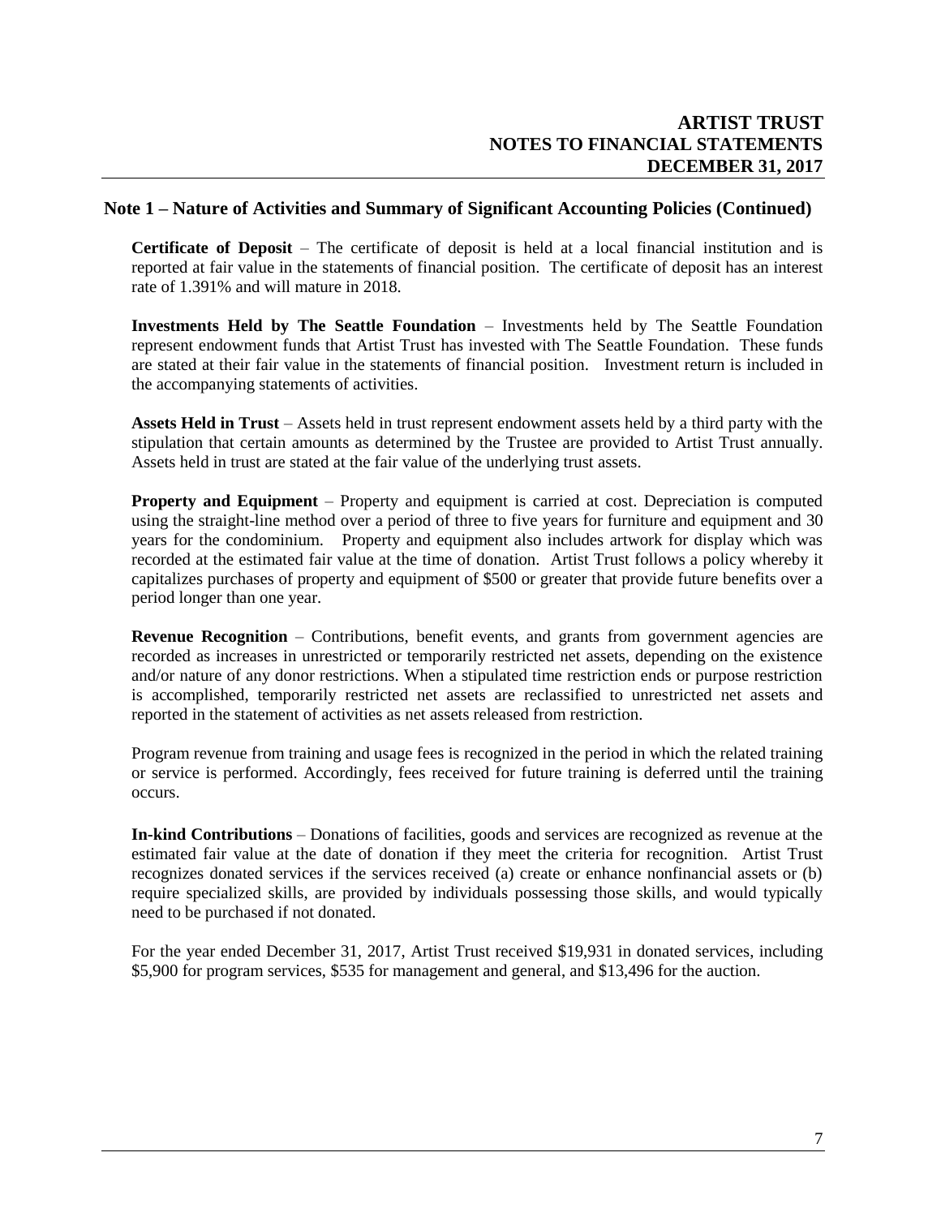## Note 1 – Nature of Activities and Summary of Significant Accounting Policies (Continued)

**Certificate of Deposit** – The certificate of deposit is held at a local financial institution and is reported at fair value in the statements of financial position. The certificate of deposit has an interest rate of 1.391% and will mature in 2018.

**Investments Held by The Seattle Foundation** – Investments held by The Seattle Foundation represent endowment funds that Artist Trust has invested with The Seattle Foundation. These funds are stated at their fair value in the statements of financial position. Investment return is included in the accompanying statements of activities.

**Assets Held in Trust** – Assets held in trust represent endowment assets held by a third party with the stipulation that certain amounts as determined by the Trustee are provided to Artist Trust annually. Assets held in trust are stated at the fair value of the underlying trust assets.

**Property and Equipment** – Property and equipment is carried at cost. Depreciation is computed using the straight-line method over a period of three to five years for furniture and equipment and 30 years for the condominium. Property and equipment also includes artwork for display which was recorded at the estimated fair value at the time of donation. Artist Trust follows a policy whereby it capitalizes purchases of property and equipment of $500 or greater that provide future benefits over a period longer than one year.

**Revenue Recognition** – Contributions, benefit events, and grants from government agencies are recorded as increases in unrestricted or temporarily restricted net assets, depending on the existence and/or nature of any donor restrictions. When a stipulated time restriction ends or purpose restriction is accomplished, temporarily restricted net assets are reclassified to unrestricted net assets and reported in the statement of activities as net assets released from restriction.

Program revenue from training and usage fees is recognized in the period in which the related training or service is performed. Accordingly, fees received for future training is deferred until the training occurs.

**In-kind Contributions** – Donations of facilities, goods and services are recognized as revenue at the estimated fair value at the date of donation if they meet the criteria for recognition. Artist Trust recognizes donated services if the services received (a) create or enhance nonfinancial assets or (b) require specialized skills, are provided by individuals possessing those skills, and would typically need to be purchased if not donated.

For the year ended December 31, 2017, Artist Trust received $19,931 in donated services, including $5,900 for program services, $535 for management and general, and $13,496 for the auction.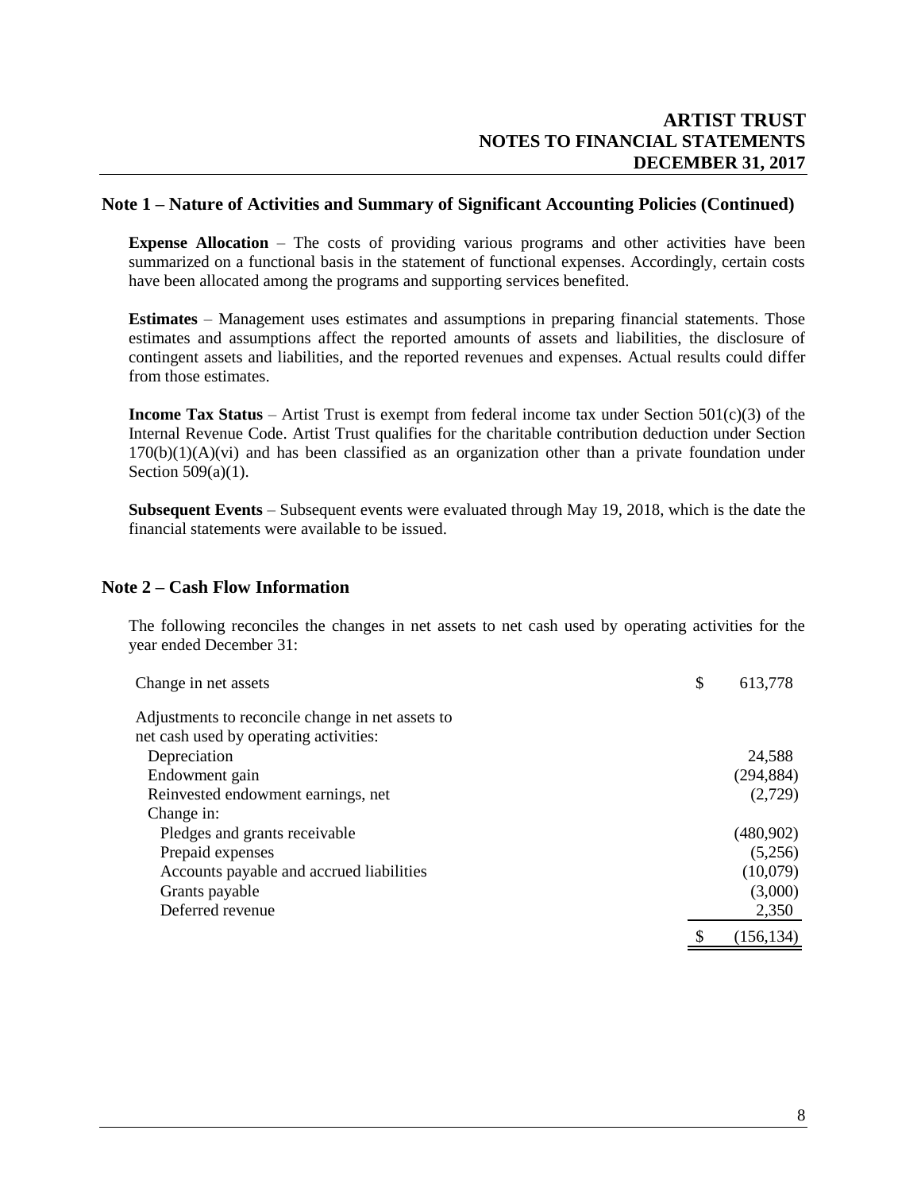## Note 1 – Nature of Activities and Summary of Significant Accounting Policies (Continued)

**Expense Allocation** – The costs of providing various programs and other activities have been summarized on a functional basis in the statement of functional expenses. Accordingly, certain costs have been allocated among the programs and supporting services benefited.

**Estimates** – Management uses estimates and assumptions in preparing financial statements. Those estimates and assumptions affect the reported amounts of assets and liabilities, the disclosure of contingent assets and liabilities, and the reported revenues and expenses. Actual results could differ from those estimates.

**Income Tax Status** – Artist Trust is exempt from federal income tax under Section 501(c)(3) of the Internal Revenue Code. Artist Trust qualifies for the charitable contribution deduction under Section 170(b)(1)(A)(vi) and has been classified as an organization other than a private foundation under Section 509(a)(1).

**Subsequent Events** – Subsequent events were evaluated through May 19, 2018, which is the date the financial statements were available to be issued.

## Note 2 – Cash Flow Information

The following reconciles the changes in net assets to net cash used by operating activities for the year ended December 31:

| | |
|---|---|
| Change in net assets | $ 613,778 |
| Adjustments to reconcile change in net assets to net cash used by operating activities: | |
| Depreciation | 24,588 |
| Endowment gain | (294,884) |
| Reinvested endowment earnings, net | (2,729) |
| Change in: | |
| Pledges and grants receivable | (480,902) |
| Prepaid expenses | (5,256) |
| Accounts payable and accrued liabilities | (10,079) |
| Grants payable | (3,000) |
| Deferred revenue | 2,350 |
| | $ (156,134) |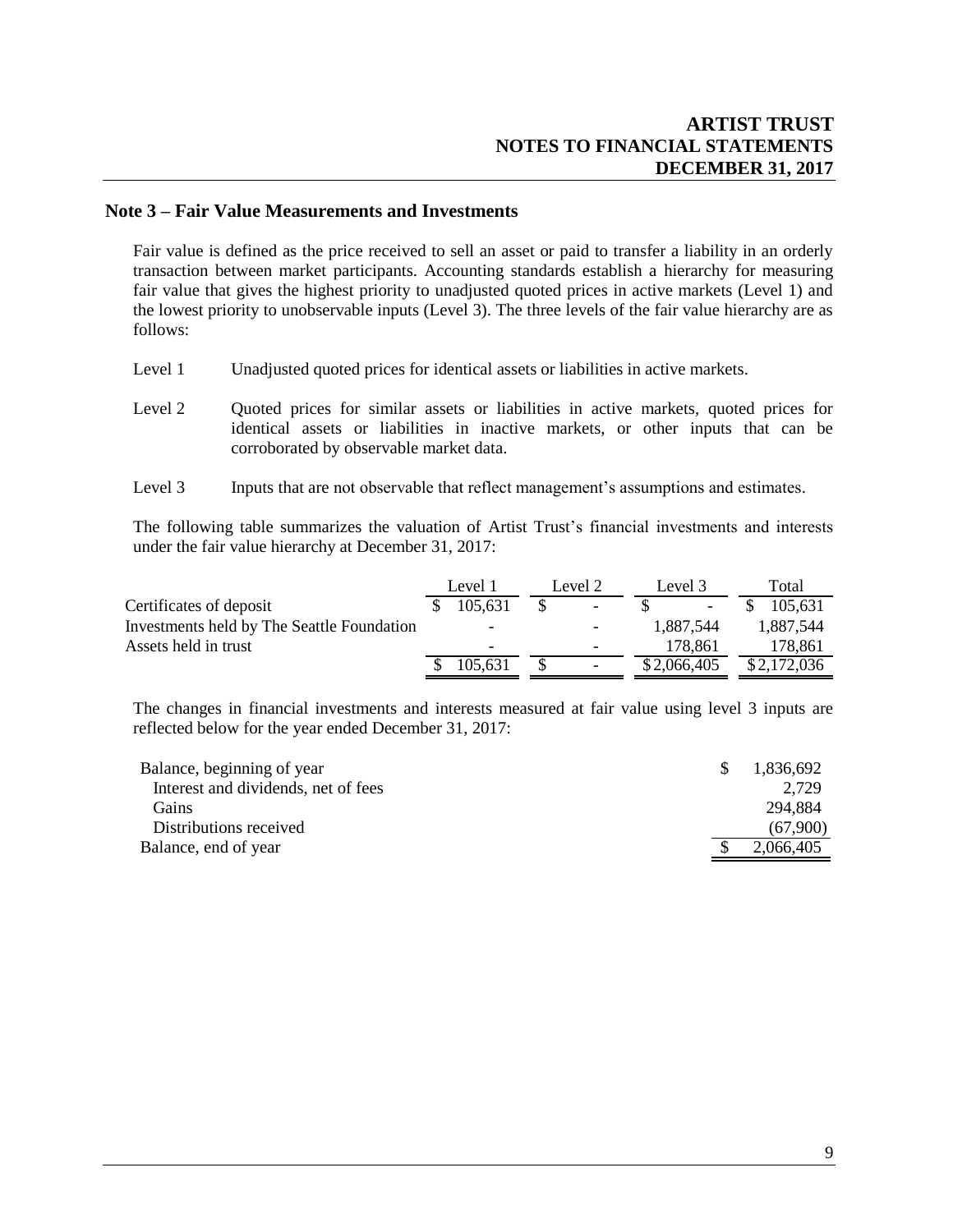## Note 3 – Fair Value Measurements and Investments

Fair value is defined as the price received to sell an asset or paid to transfer a liability in an orderly transaction between market participants. Accounting standards establish a hierarchy for measuring fair value that gives the highest priority to unadjusted quoted prices in active markets (Level 1) and the lowest priority to unobservable inputs (Level 3). The three levels of the fair value hierarchy are as follows:

Level 1 Unadjusted quoted prices for identical assets or liabilities in active markets.

Level 2 Quoted prices for similar assets or liabilities in active markets, quoted prices for identical assets or liabilities in inactive markets, or other inputs that can be corroborated by observable market data.

Level 3 Inputs that are not observable that reflect management's assumptions and estimates.

The following table summarizes the valuation of Artist Trust's financial investments and interests under the fair value hierarchy at December 31, 2017:

| | Level 1 | Level 2 | Level 3 | Total |
|---|---|---|---|---|
| Certificates of deposit | $ 105,631 | $ - | $ - | $ 105,631 |
| Investments held by The Seattle Foundation | - | - | 1,887,544 | 1,887,544 |
| Assets held in trust | - | - | 178,861 | 178,861 |
| | $ 105,631 | $ - | $ 2,066,405 | $ 2,172,036 |

The changes in financial investments and interests measured at fair value using level 3 inputs are reflected below for the year ended December 31, 2017:

| | |
|---|---|
| Balance, beginning of year | $ 1,836,692 |
| Interest and dividends, net of fees | 2,729 |
| Gains | 294,884 |
| Distributions received | (67,900) |
| Balance, end of year | $ 2,066,405 |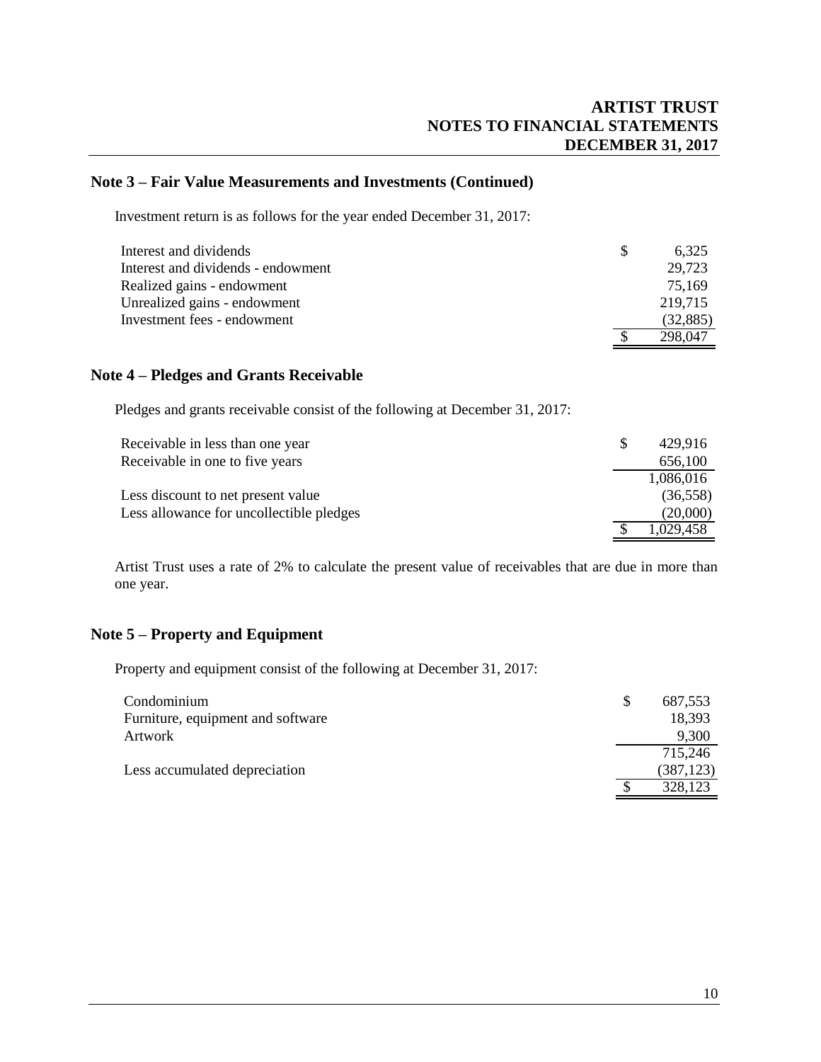## Note 3 – Fair Value Measurements and Investments (Continued)

Investment return is as follows for the year ended December 31, 2017:

| | |
|---|---|
| Interest and dividends | $ 6,325 |
| Interest and dividends - endowment | 29,723 |
| Realized gains - endowment | 75,169 |
| Unrealized gains - endowment | 219,715 |
| Investment fees - endowment | (32,885) |
| | $ 298,047 |

## Note 4 – Pledges and Grants Receivable

Pledges and grants receivable consist of the following at December 31, 2017:

| | |
|---|---|
| Receivable in less than one year | $ 429,916 |
| Receivable in one to five years | 656,100 |
| | 1,086,016 |
| Less discount to net present value | (36,558) |
| Less allowance for uncollectible pledges | (20,000) |
| | $ 1,029,458 |

Artist Trust uses a rate of 2% to calculate the present value of receivables that are due in more than one year.

## Note 5 – Property and Equipment

Property and equipment consist of the following at December 31, 2017:

| | |
|---|---|
| Condominium | $ 687,553 |
| Furniture, equipment and software | 18,393 |
| Artwork | 9,300 |
| | 715,246 |
| Less accumulated depreciation | (387,123) |
| | $ 328,123 |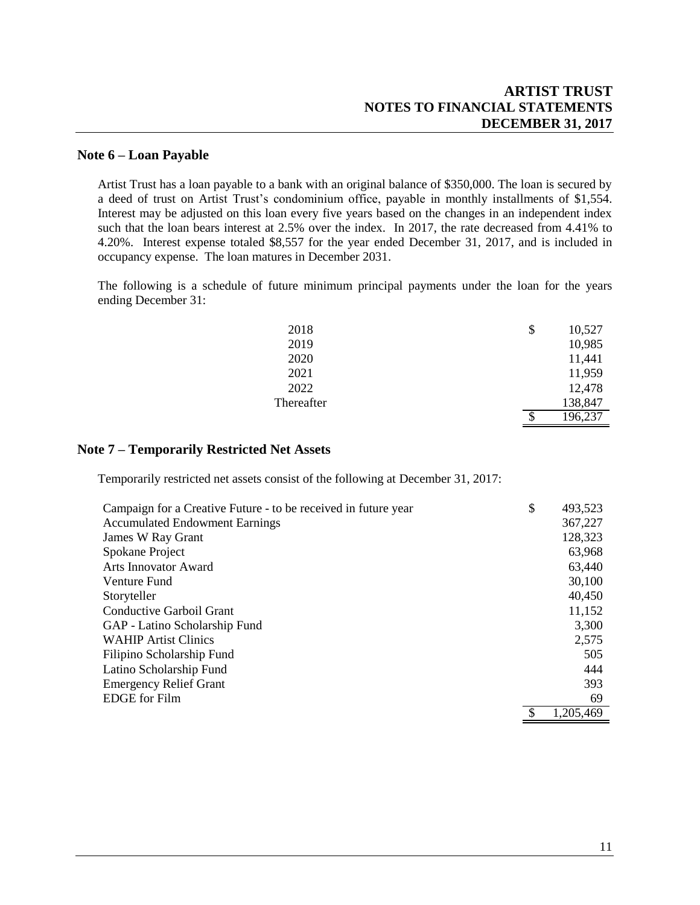## Note 6 – Loan Payable

Artist Trust has a loan payable to a bank with an original balance of \$350,000. The loan is secured by a deed of trust on Artist Trust's condominium office, payable in monthly installments of \$1,554. Interest may be adjusted on this loan every five years based on the changes in an independent index such that the loan bears interest at 2.5% over the index. In 2017, the rate decreased from 4.41% to 4.20%. Interest expense totaled \$8,557 for the year ended December 31, 2017, and is included in occupancy expense. The loan matures in December 2031.

The following is a schedule of future minimum principal payments under the loan for the years ending December 31:

| | |
|---|---|
| 2018 | $ 10,527 |
| 2019 | 10,985 |
| 2020 | 11,441 |
| 2021 | 11,959 |
| 2022 | 12,478 |
| Thereafter | 138,847 |
| | $ 196,237 |

## Note 7 – Temporarily Restricted Net Assets

Temporarily restricted net assets consist of the following at December 31, 2017:

| | |
|---|---|
| Campaign for a Creative Future - to be received in future year | $ 493,523 |
| Accumulated Endowment Earnings | 367,227 |
| James W Ray Grant | 128,323 |
| Spokane Project | 63,968 |
| Arts Innovator Award | 63,440 |
| Venture Fund | 30,100 |
| Storyteller | 40,450 |
| Conductive Garboil Grant | 11,152 |
| GAP - Latino Scholarship Fund | 3,300 |
| WAHIP Artist Clinics | 2,575 |
| Filipino Scholarship Fund | 505 |
| Latino Scholarship Fund | 444 |
| Emergency Relief Grant | 393 |
| EDGE for Film | 69 |
| | $ 1,205,469 |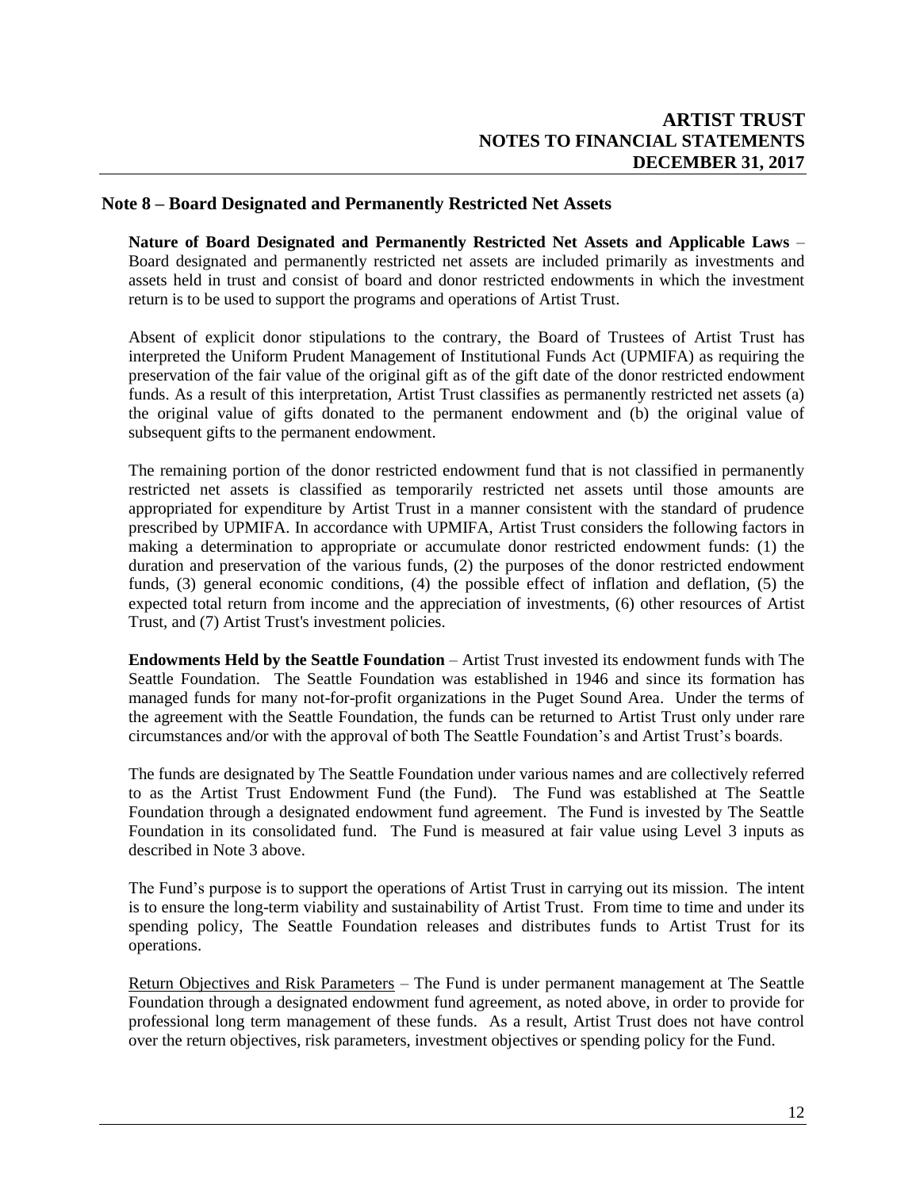## Note 8 – Board Designated and Permanently Restricted Net Assets

**Nature of Board Designated and Permanently Restricted Net Assets and Applicable Laws** – Board designated and permanently restricted net assets are included primarily as investments and assets held in trust and consist of board and donor restricted endowments in which the investment return is to be used to support the programs and operations of Artist Trust.

Absent of explicit donor stipulations to the contrary, the Board of Trustees of Artist Trust has interpreted the Uniform Prudent Management of Institutional Funds Act (UPMIFA) as requiring the preservation of the fair value of the original gift as of the gift date of the donor restricted endowment funds. As a result of this interpretation, Artist Trust classifies as permanently restricted net assets (a) the original value of gifts donated to the permanent endowment and (b) the original value of subsequent gifts to the permanent endowment.

The remaining portion of the donor restricted endowment fund that is not classified in permanently restricted net assets is classified as temporarily restricted net assets until those amounts are appropriated for expenditure by Artist Trust in a manner consistent with the standard of prudence prescribed by UPMIFA. In accordance with UPMIFA, Artist Trust considers the following factors in making a determination to appropriate or accumulate donor restricted endowment funds: (1) the duration and preservation of the various funds, (2) the purposes of the donor restricted endowment funds, (3) general economic conditions, (4) the possible effect of inflation and deflation, (5) the expected total return from income and the appreciation of investments, (6) other resources of Artist Trust, and (7) Artist Trust's investment policies.

**Endowments Held by the Seattle Foundation** – Artist Trust invested its endowment funds with The Seattle Foundation. The Seattle Foundation was established in 1946 and since its formation has managed funds for many not-for-profit organizations in the Puget Sound Area. Under the terms of the agreement with the Seattle Foundation, the funds can be returned to Artist Trust only under rare circumstances and/or with the approval of both The Seattle Foundation's and Artist Trust's boards.

The funds are designated by The Seattle Foundation under various names and are collectively referred to as the Artist Trust Endowment Fund (the Fund). The Fund was established at The Seattle Foundation through a designated endowment fund agreement. The Fund is invested by The Seattle Foundation in its consolidated fund. The Fund is measured at fair value using Level 3 inputs as described in Note 3 above.

The Fund's purpose is to support the operations of Artist Trust in carrying out its mission. The intent is to ensure the long-term viability and sustainability of Artist Trust. From time to time and under its spending policy, The Seattle Foundation releases and distributes funds to Artist Trust for its operations.

<u>Return Objectives and Risk Parameters</u> – The Fund is under permanent management at The Seattle Foundation through a designated endowment fund agreement, as noted above, in order to provide for professional long term management of these funds. As a result, Artist Trust does not have control over the return objectives, risk parameters, investment objectives or spending policy for the Fund.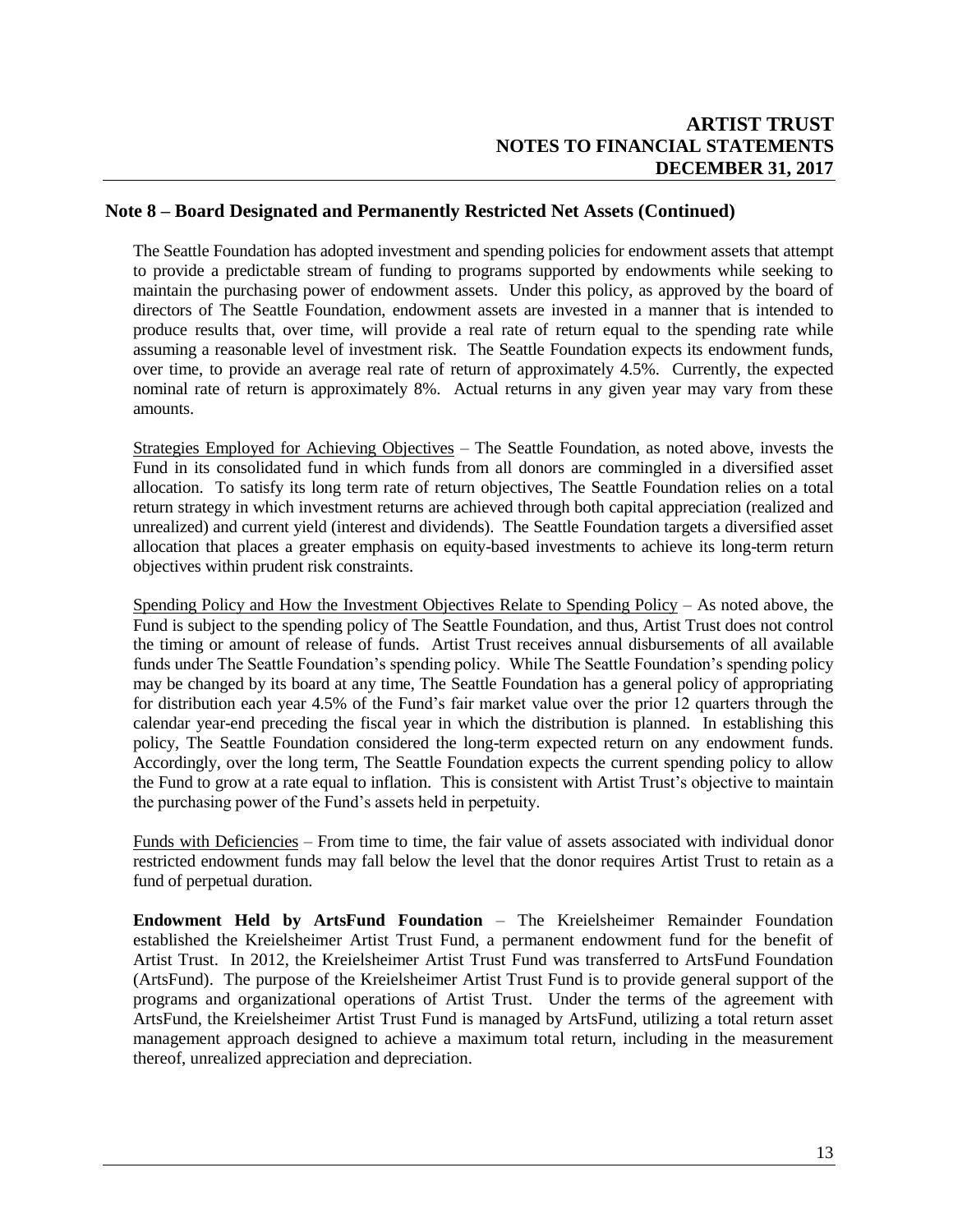## Note 8 – Board Designated and Permanently Restricted Net Assets (Continued)

The Seattle Foundation has adopted investment and spending policies for endowment assets that attempt to provide a predictable stream of funding to programs supported by endowments while seeking to maintain the purchasing power of endowment assets. Under this policy, as approved by the board of directors of The Seattle Foundation, endowment assets are invested in a manner that is intended to produce results that, over time, will provide a real rate of return equal to the spending rate while assuming a reasonable level of investment risk. The Seattle Foundation expects its endowment funds, over time, to provide an average real rate of return of approximately 4.5%. Currently, the expected nominal rate of return is approximately 8%. Actual returns in any given year may vary from these amounts.

Strategies Employed for Achieving Objectives – The Seattle Foundation, as noted above, invests the Fund in its consolidated fund in which funds from all donors are commingled in a diversified asset allocation. To satisfy its long term rate of return objectives, The Seattle Foundation relies on a total return strategy in which investment returns are achieved through both capital appreciation (realized and unrealized) and current yield (interest and dividends). The Seattle Foundation targets a diversified asset allocation that places a greater emphasis on equity-based investments to achieve its long-term return objectives within prudent risk constraints.

Spending Policy and How the Investment Objectives Relate to Spending Policy – As noted above, the Fund is subject to the spending policy of The Seattle Foundation, and thus, Artist Trust does not control the timing or amount of release of funds. Artist Trust receives annual disbursements of all available funds under The Seattle Foundation's spending policy. While The Seattle Foundation's spending policy may be changed by its board at any time, The Seattle Foundation has a general policy of appropriating for distribution each year 4.5% of the Fund's fair market value over the prior 12 quarters through the calendar year-end preceding the fiscal year in which the distribution is planned. In establishing this policy, The Seattle Foundation considered the long-term expected return on any endowment funds. Accordingly, over the long term, The Seattle Foundation expects the current spending policy to allow the Fund to grow at a rate equal to inflation. This is consistent with Artist Trust's objective to maintain the purchasing power of the Fund's assets held in perpetuity.

Funds with Deficiencies – From time to time, the fair value of assets associated with individual donor restricted endowment funds may fall below the level that the donor requires Artist Trust to retain as a fund of perpetual duration.

**Endowment Held by ArtsFund Foundation** – The Kreielsheimer Remainder Foundation established the Kreielsheimer Artist Trust Fund, a permanent endowment fund for the benefit of Artist Trust. In 2012, the Kreielsheimer Artist Trust Fund was transferred to ArtsFund Foundation (ArtsFund). The purpose of the Kreielsheimer Artist Trust Fund is to provide general support of the programs and organizational operations of Artist Trust. Under the terms of the agreement with ArtsFund, the Kreielsheimer Artist Trust Fund is managed by ArtsFund, utilizing a total return asset management approach designed to achieve a maximum total return, including in the measurement thereof, unrealized appreciation and depreciation.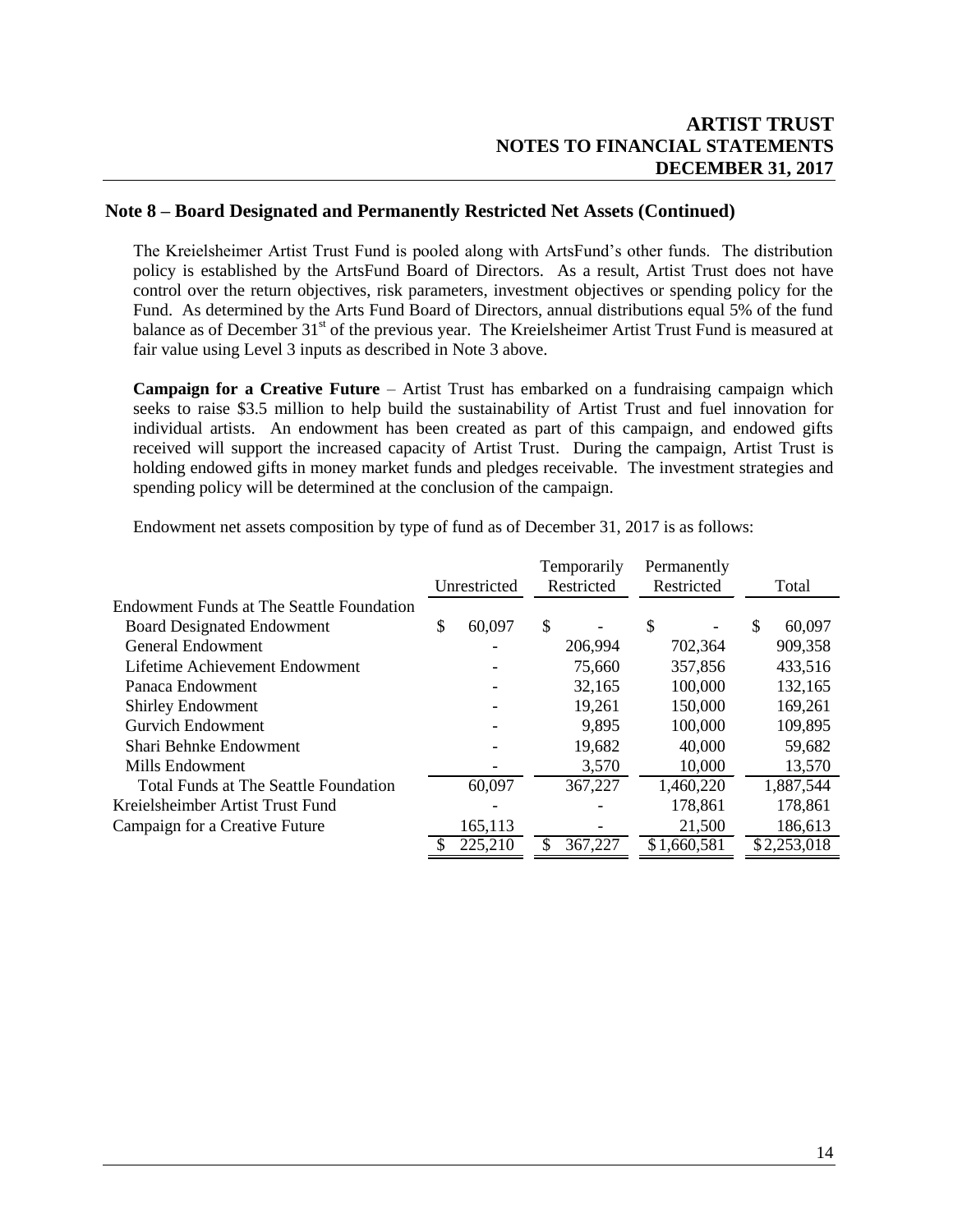## Note 8 – Board Designated and Permanently Restricted Net Assets (Continued)

The Kreielsheimer Artist Trust Fund is pooled along with ArtsFund's other funds. The distribution policy is established by the ArtsFund Board of Directors. As a result, Artist Trust does not have control over the return objectives, risk parameters, investment objectives or spending policy for the Fund. As determined by the Arts Fund Board of Directors, annual distributions equal 5% of the fund balance as of December 31st of the previous year. The Kreielsheimer Artist Trust Fund is measured at fair value using Level 3 inputs as described in Note 3 above.

**Campaign for a Creative Future** – Artist Trust has embarked on a fundraising campaign which seeks to raise $3.5 million to help build the sustainability of Artist Trust and fuel innovation for individual artists. An endowment has been created as part of this campaign, and endowed gifts received will support the increased capacity of Artist Trust. During the campaign, Artist Trust is holding endowed gifts in money market funds and pledges receivable. The investment strategies and spending policy will be determined at the conclusion of the campaign.

Endowment net assets composition by type of fund as of December 31, 2017 is as follows:

| | Unrestricted | Temporarily Restricted | Permanently Restricted | Total |
|---|---|---|---|---|
| Endowment Funds at The Seattle Foundation | | | | |
| Board Designated Endowment | $ 60,097 | $ - | $ - | $ 60,097 |
| General Endowment | - | 206,994 | 702,364 | 909,358 |
| Lifetime Achievement Endowment | - | 75,660 | 357,856 | 433,516 |
| Panaca Endowment | - | 32,165 | 100,000 | 132,165 |
| Shirley Endowment | - | 19,261 | 150,000 | 169,261 |
| Gurvich Endowment | - | 9,895 | 100,000 | 109,895 |
| Shari Behnke Endowment | - | 19,682 | 40,000 | 59,682 |
| Mills Endowment | - | 3,570 | 10,000 | 13,570 |
| Total Funds at The Seattle Foundation | 60,097 | 367,227 | 1,460,220 | 1,887,544 |
| Kreielsheimber Artist Trust Fund | - | - | 178,861 | 178,861 |
| Campaign for a Creative Future | 165,113 | - | 21,500 | 186,613 |
| | $ 225,210 | $ 367,227 | $ 1,660,581 | $ 2,253,018 |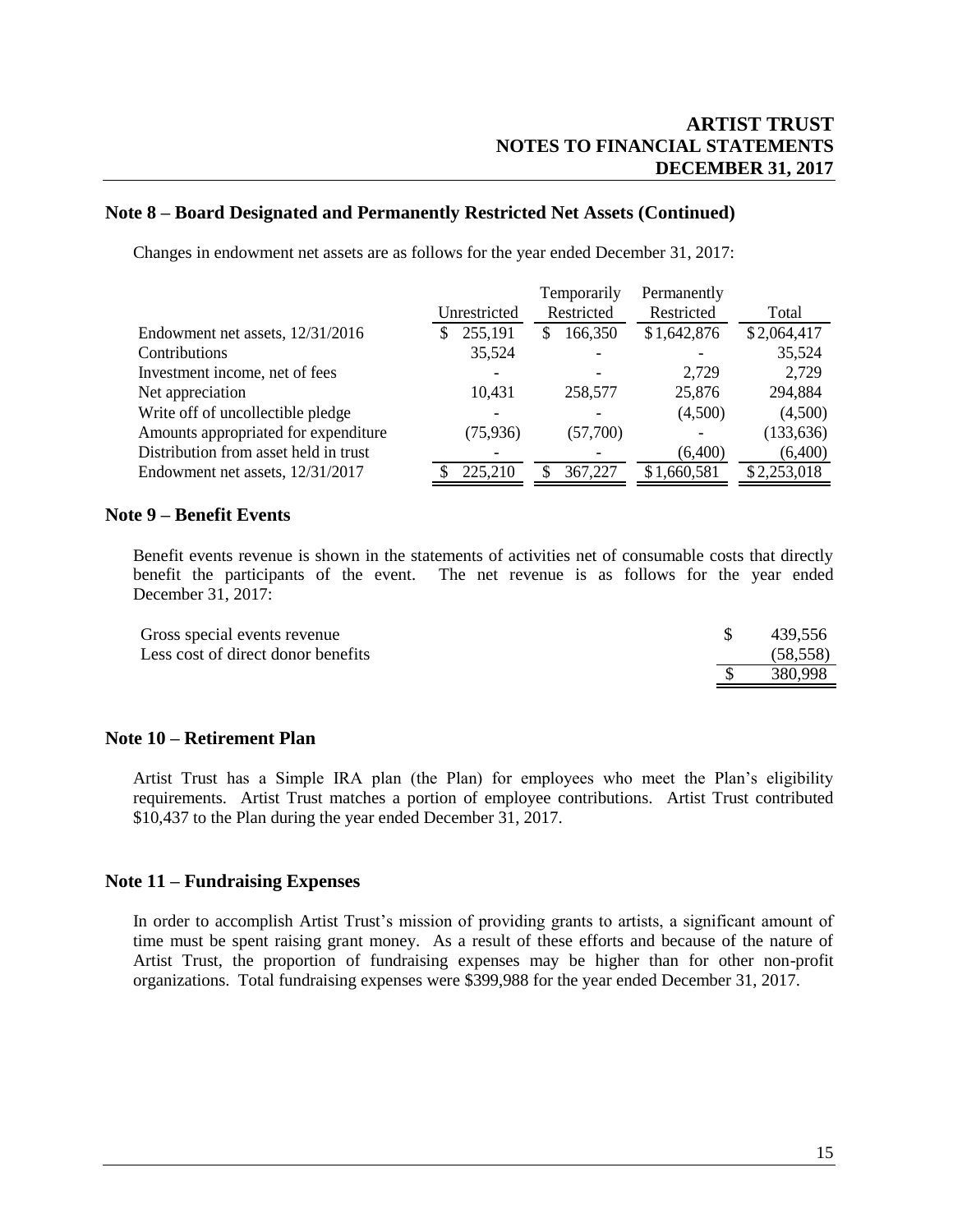## Note 8 – Board Designated and Permanently Restricted Net Assets (Continued)

Changes in endowment net assets are as follows for the year ended December 31, 2017:

| | Unrestricted | Temporarily Restricted | Permanently Restricted | Total |
|---|---|---|---|---|
| Endowment net assets, 12/31/2016 | $ 255,191 | $ 166,350 | $ 1,642,876 | $ 2,064,417 |
| Contributions | 35,524 | - | - | 35,524 |
| Investment income, net of fees | - | - | 2,729 | 2,729 |
| Net appreciation | 10,431 | 258,577 | 25,876 | 294,884 |
| Write off of uncollectible pledge | - | - | (4,500) | (4,500) |
| Amounts appropriated for expenditure | (75,936) | (57,700) | - | (133,636) |
| Distribution from asset held in trust | - | - | (6,400) | (6,400) |
| Endowment net assets, 12/31/2017 | $ 225,210 | $ 367,227 | $ 1,660,581 | $ 2,253,018 |

## Note 9 – Benefit Events

Benefit events revenue is shown in the statements of activities net of consumable costs that directly benefit the participants of the event. The net revenue is as follows for the year ended December 31, 2017:

| | |
|---|---|
| Gross special events revenue | $ 439,556 |
| Less cost of direct donor benefits | (58,558) |
| | $ 380,998 |

## Note 10 – Retirement Plan

Artist Trust has a Simple IRA plan (the Plan) for employees who meet the Plan's eligibility requirements. Artist Trust matches a portion of employee contributions. Artist Trust contributed $10,437 to the Plan during the year ended December 31, 2017.

## Note 11 – Fundraising Expenses

In order to accomplish Artist Trust's mission of providing grants to artists, a significant amount of time must be spent raising grant money. As a result of these efforts and because of the nature of Artist Trust, the proportion of fundraising expenses may be higher than for other non-profit organizations. Total fundraising expenses were $399,988 for the year ended December 31, 2017.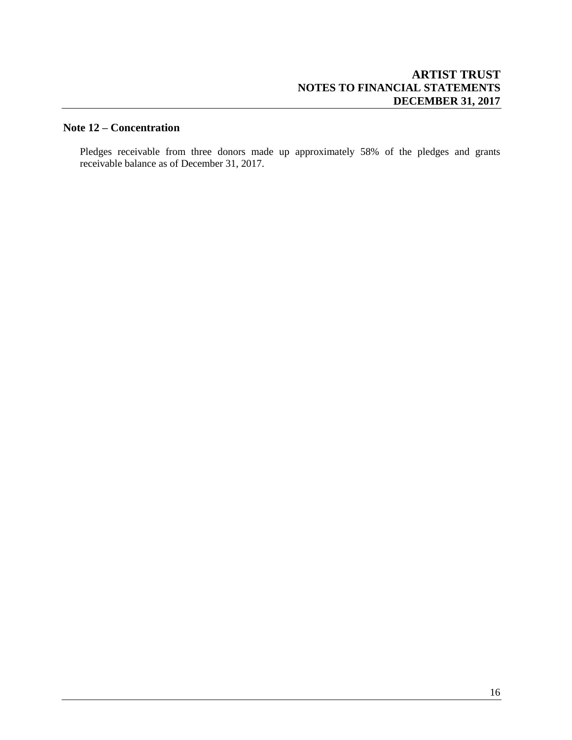## Note 12 – Concentration

Pledges receivable from three donors made up approximately 58% of the pledges and grants receivable balance as of December 31, 2017.